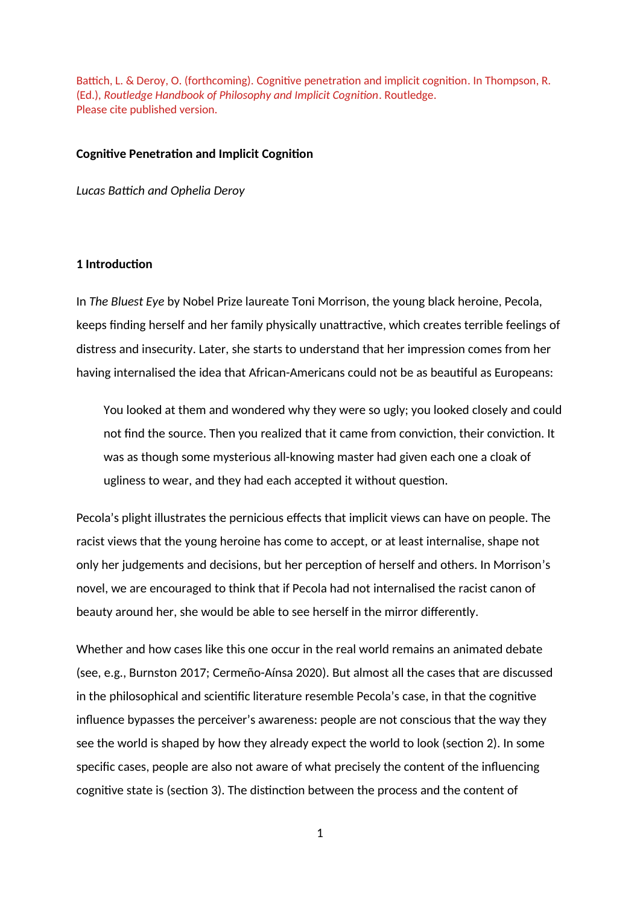Battich, L. & Deroy, O. (forthcoming). Cognitive penetration and implicit cognition. In Thompson, R. (Ed.), *Routledge Handbook of Philosophy and Implicit Cognition*. Routledge.
Please cite published version.

**Cognitive Penetration and Implicit Cognition**

*Lucas Battich and Ophelia Deroy*

## 1 Introduction

In *The Bluest Eye* by Nobel Prize laureate Toni Morrison, the young black heroine, Pecola, keeps finding herself and her family physically unattractive, which creates terrible feelings of distress and insecurity. Later, she starts to understand that her impression comes from her having internalised the idea that African-Americans could not be as beautiful as Europeans:

> You looked at them and wondered why they were so ugly; you looked closely and could not find the source. Then you realized that it came from conviction, their conviction. It was as though some mysterious all-knowing master had given each one a cloak of ugliness to wear, and they had each accepted it without question.

Pecola's plight illustrates the pernicious effects that implicit views can have on people. The racist views that the young heroine has come to accept, or at least internalise, shape not only her judgements and decisions, but her perception of herself and others. In Morrison's novel, we are encouraged to think that if Pecola had not internalised the racist canon of beauty around her, she would be able to see herself in the mirror differently.

Whether and how cases like this one occur in the real world remains an animated debate (see, e.g., Burnston 2017; Cermeño-Aínsa 2020). But almost all the cases that are discussed in the philosophical and scientific literature resemble Pecola's case, in that the cognitive influence bypasses the perceiver's awareness: people are not conscious that the way they see the world is shaped by how they already expect the world to look (section 2). In some specific cases, people are also not aware of what precisely the content of the influencing cognitive state is (section 3). The distinction between the process and the content of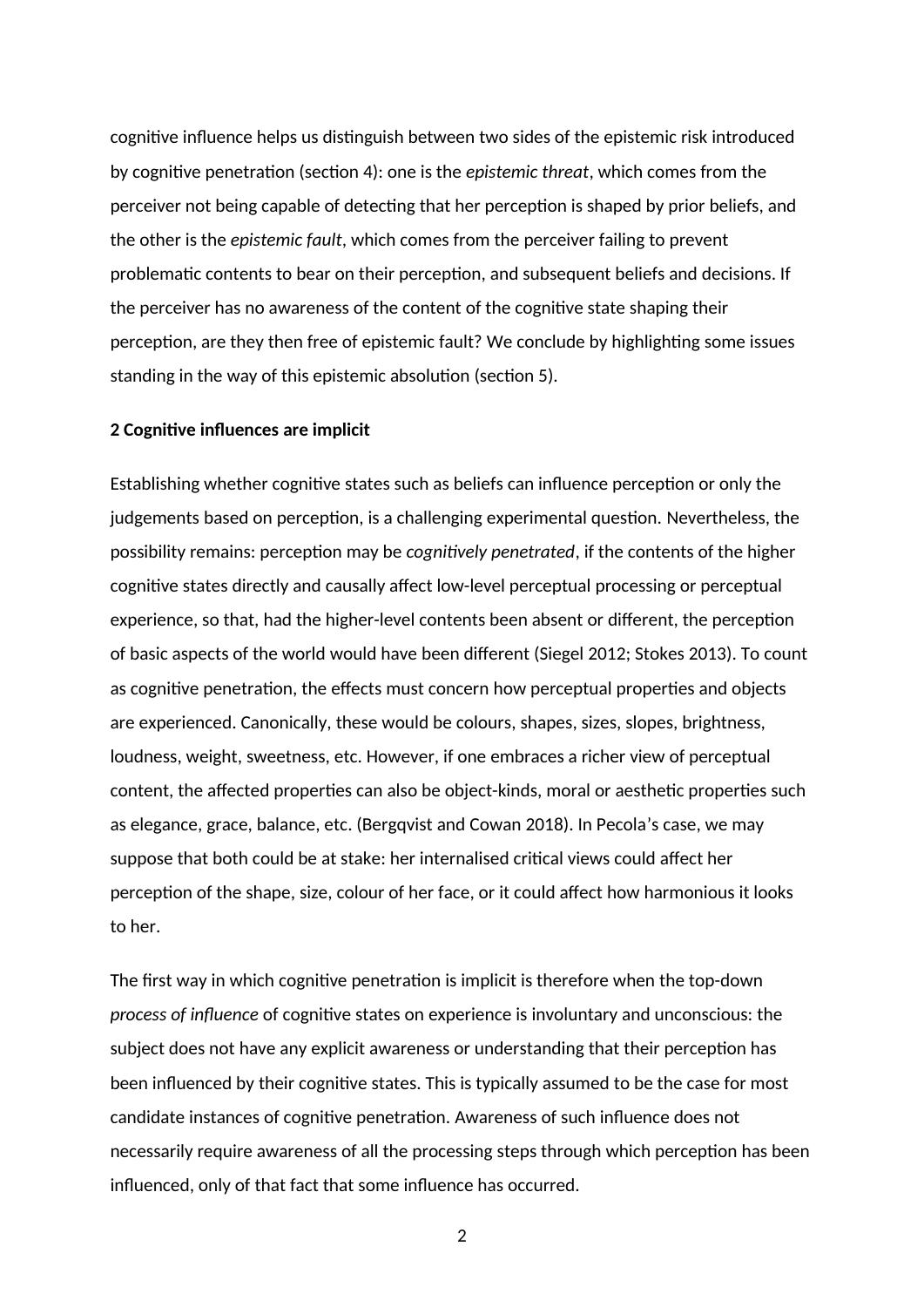cognitive influence helps us distinguish between two sides of the epistemic risk introduced by cognitive penetration (section 4): one is the *epistemic threat*, which comes from the perceiver not being capable of detecting that her perception is shaped by prior beliefs, and the other is the *epistemic fault*, which comes from the perceiver failing to prevent problematic contents to bear on their perception, and subsequent beliefs and decisions. If the perceiver has no awareness of the content of the cognitive state shaping their perception, are they then free of epistemic fault? We conclude by highlighting some issues standing in the way of this epistemic absolution (section 5).

## 2 Cognitive influences are implicit

Establishing whether cognitive states such as beliefs can influence perception or only the judgements based on perception, is a challenging experimental question. Nevertheless, the possibility remains: perception may be *cognitively penetrated*, if the contents of the higher cognitive states directly and causally affect low-level perceptual processing or perceptual experience, so that, had the higher-level contents been absent or different, the perception of basic aspects of the world would have been different (Siegel 2012; Stokes 2013). To count as cognitive penetration, the effects must concern how perceptual properties and objects are experienced. Canonically, these would be colours, shapes, sizes, slopes, brightness, loudness, weight, sweetness, etc. However, if one embraces a richer view of perceptual content, the affected properties can also be object-kinds, moral or aesthetic properties such as elegance, grace, balance, etc. (Bergqvist and Cowan 2018). In Pecola's case, we may suppose that both could be at stake: her internalised critical views could affect her perception of the shape, size, colour of her face, or it could affect how harmonious it looks to her.

The first way in which cognitive penetration is implicit is therefore when the top-down *process of influence* of cognitive states on experience is involuntary and unconscious: the subject does not have any explicit awareness or understanding that their perception has been influenced by their cognitive states. This is typically assumed to be the case for most candidate instances of cognitive penetration. Awareness of such influence does not necessarily require awareness of all the processing steps through which perception has been influenced, only of that fact that some influence has occurred.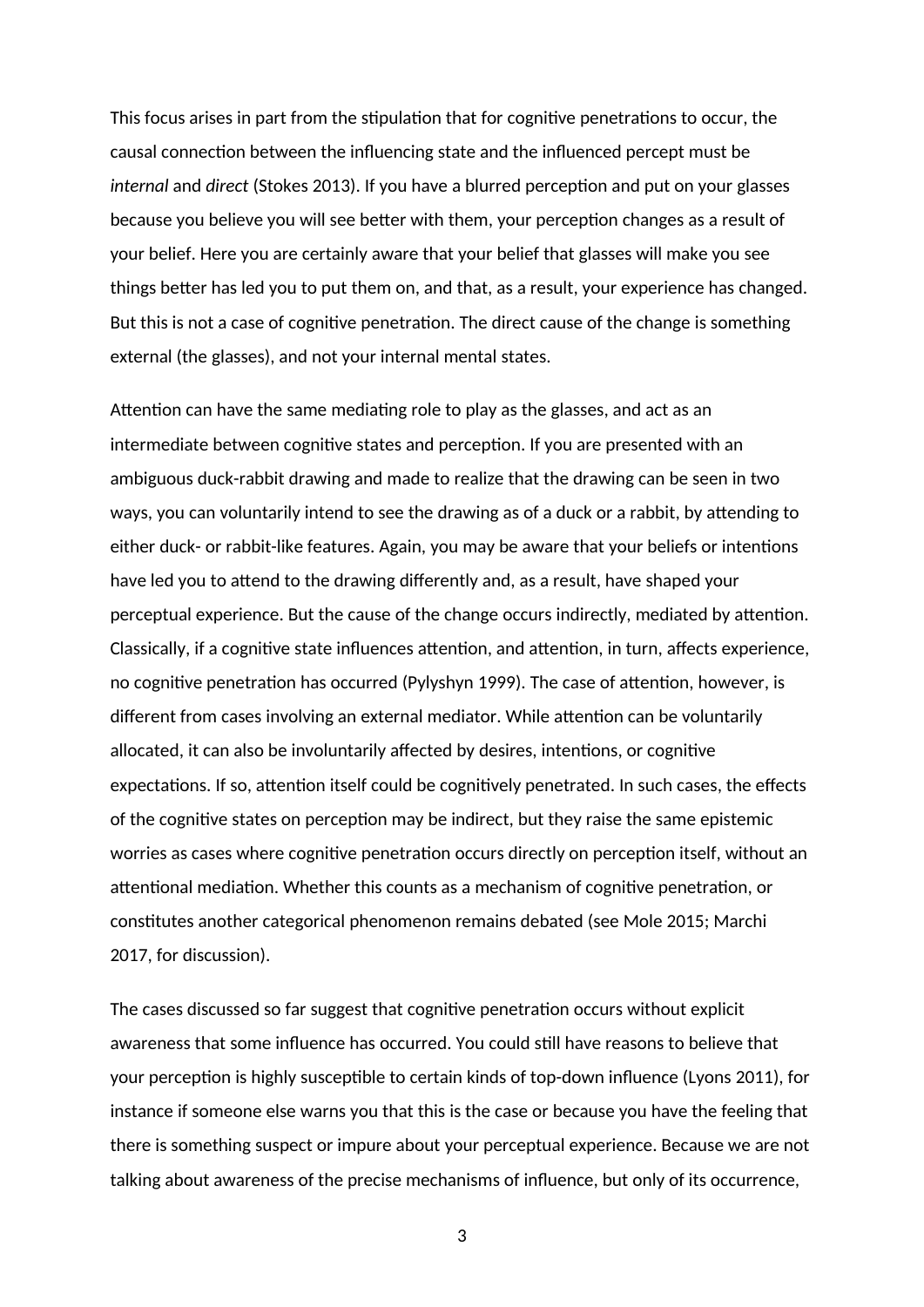This focus arises in part from the stipulation that for cognitive penetrations to occur, the causal connection between the influencing state and the influenced percept must be *internal* and *direct* (Stokes 2013). If you have a blurred perception and put on your glasses because you believe you will see better with them, your perception changes as a result of your belief. Here you are certainly aware that your belief that glasses will make you see things better has led you to put them on, and that, as a result, your experience has changed. But this is not a case of cognitive penetration. The direct cause of the change is something external (the glasses), and not your internal mental states.

Attention can have the same mediating role to play as the glasses, and act as an intermediate between cognitive states and perception. If you are presented with an ambiguous duck-rabbit drawing and made to realize that the drawing can be seen in two ways, you can voluntarily intend to see the drawing as of a duck or a rabbit, by attending to either duck- or rabbit-like features. Again, you may be aware that your beliefs or intentions have led you to attend to the drawing differently and, as a result, have shaped your perceptual experience. But the cause of the change occurs indirectly, mediated by attention. Classically, if a cognitive state influences attention, and attention, in turn, affects experience, no cognitive penetration has occurred (Pylyshyn 1999). The case of attention, however, is different from cases involving an external mediator. While attention can be voluntarily allocated, it can also be involuntarily affected by desires, intentions, or cognitive expectations. If so, attention itself could be cognitively penetrated. In such cases, the effects of the cognitive states on perception may be indirect, but they raise the same epistemic worries as cases where cognitive penetration occurs directly on perception itself, without an attentional mediation. Whether this counts as a mechanism of cognitive penetration, or constitutes another categorical phenomenon remains debated (see Mole 2015; Marchi 2017, for discussion).

The cases discussed so far suggest that cognitive penetration occurs without explicit awareness that some influence has occurred. You could still have reasons to believe that your perception is highly susceptible to certain kinds of top-down influence (Lyons 2011), for instance if someone else warns you that this is the case or because you have the feeling that there is something suspect or impure about your perceptual experience. Because we are not talking about awareness of the precise mechanisms of influence, but only of its occurrence,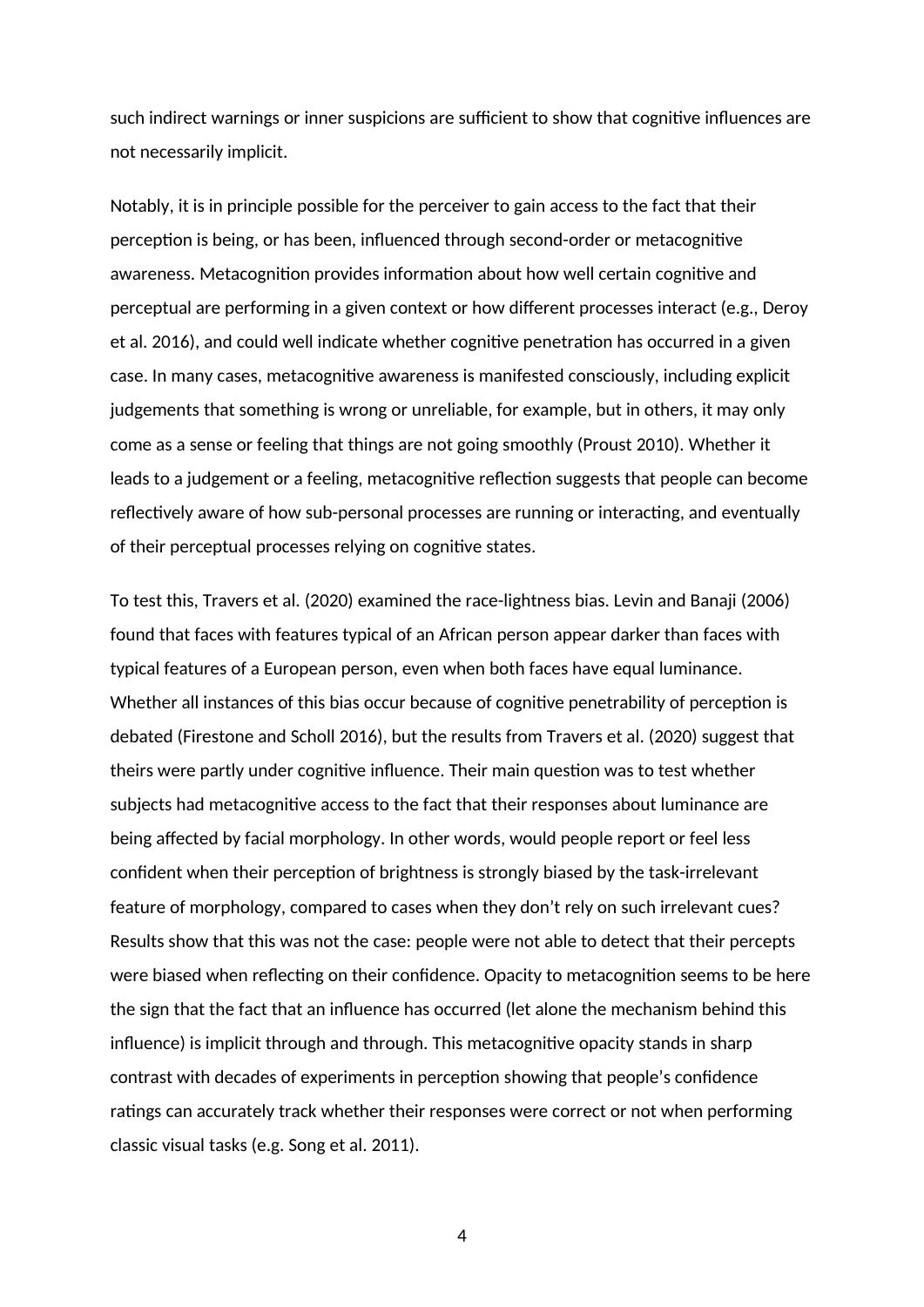such indirect warnings or inner suspicions are sufficient to show that cognitive influences are not necessarily implicit.

Notably, it is in principle possible for the perceiver to gain access to the fact that their perception is being, or has been, influenced through second-order or metacognitive awareness. Metacognition provides information about how well certain cognitive and perceptual are performing in a given context or how different processes interact (e.g., Deroy et al. 2016), and could well indicate whether cognitive penetration has occurred in a given case. In many cases, metacognitive awareness is manifested consciously, including explicit judgements that something is wrong or unreliable, for example, but in others, it may only come as a sense or feeling that things are not going smoothly (Proust 2010). Whether it leads to a judgement or a feeling, metacognitive reflection suggests that people can become reflectively aware of how sub-personal processes are running or interacting, and eventually of their perceptual processes relying on cognitive states.

To test this, Travers et al. (2020) examined the race-lightness bias. Levin and Banaji (2006) found that faces with features typical of an African person appear darker than faces with typical features of a European person, even when both faces have equal luminance. Whether all instances of this bias occur because of cognitive penetrability of perception is debated (Firestone and Scholl 2016), but the results from Travers et al. (2020) suggest that theirs were partly under cognitive influence. Their main question was to test whether subjects had metacognitive access to the fact that their responses about luminance are being affected by facial morphology. In other words, would people report or feel less confident when their perception of brightness is strongly biased by the task-irrelevant feature of morphology, compared to cases when they don't rely on such irrelevant cues? Results show that this was not the case: people were not able to detect that their percepts were biased when reflecting on their confidence. Opacity to metacognition seems to be here the sign that the fact that an influence has occurred (let alone the mechanism behind this influence) is implicit through and through. This metacognitive opacity stands in sharp contrast with decades of experiments in perception showing that people's confidence ratings can accurately track whether their responses were correct or not when performing classic visual tasks (e.g. Song et al. 2011).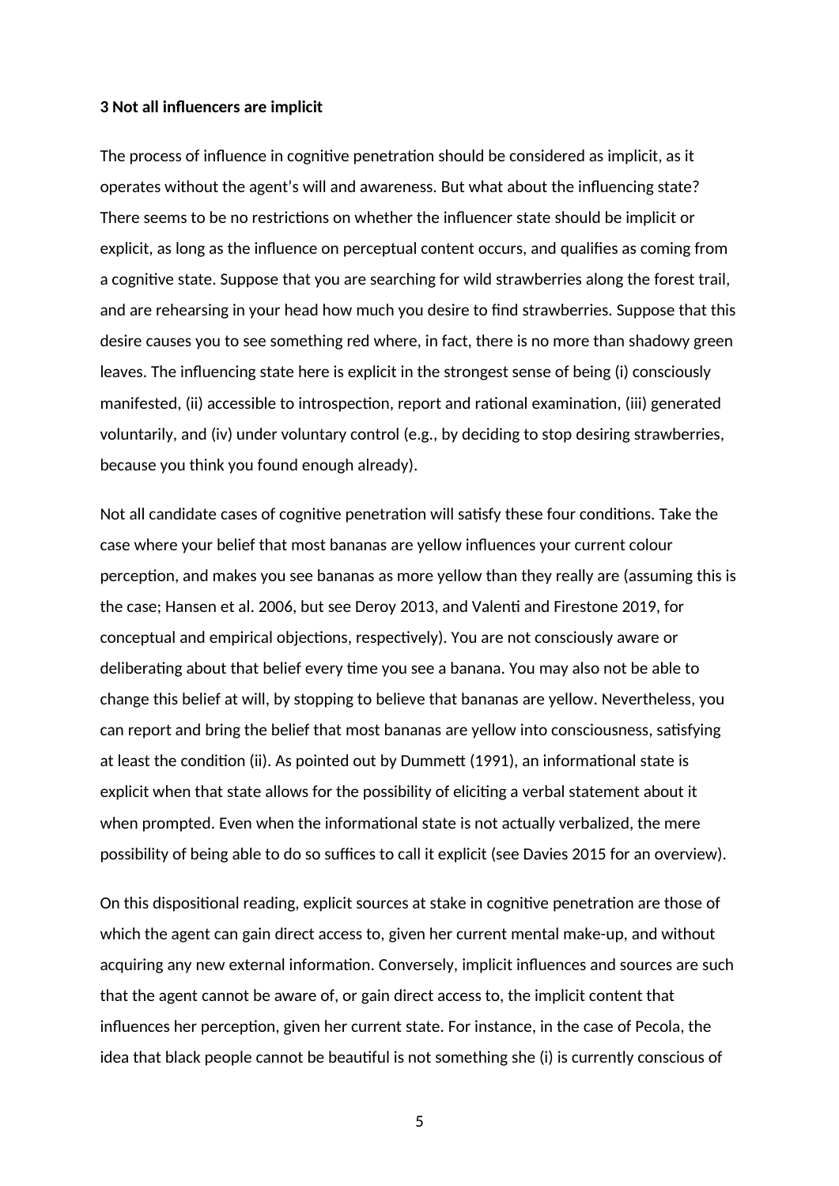### 3 Not all influencers are implicit

The process of influence in cognitive penetration should be considered as implicit, as it operates without the agent's will and awareness. But what about the influencing state? There seems to be no restrictions on whether the influencer state should be implicit or explicit, as long as the influence on perceptual content occurs, and qualifies as coming from a cognitive state. Suppose that you are searching for wild strawberries along the forest trail, and are rehearsing in your head how much you desire to find strawberries. Suppose that this desire causes you to see something red where, in fact, there is no more than shadowy green leaves. The influencing state here is explicit in the strongest sense of being (i) consciously manifested, (ii) accessible to introspection, report and rational examination, (iii) generated voluntarily, and (iv) under voluntary control (e.g., by deciding to stop desiring strawberries, because you think you found enough already).

Not all candidate cases of cognitive penetration will satisfy these four conditions. Take the case where your belief that most bananas are yellow influences your current colour perception, and makes you see bananas as more yellow than they really are (assuming this is the case; Hansen et al. 2006, but see Deroy 2013, and Valenti and Firestone 2019, for conceptual and empirical objections, respectively). You are not consciously aware or deliberating about that belief every time you see a banana. You may also not be able to change this belief at will, by stopping to believe that bananas are yellow. Nevertheless, you can report and bring the belief that most bananas are yellow into consciousness, satisfying at least the condition (ii). As pointed out by Dummett (1991), an informational state is explicit when that state allows for the possibility of eliciting a verbal statement about it when prompted. Even when the informational state is not actually verbalized, the mere possibility of being able to do so suffices to call it explicit (see Davies 2015 for an overview).

On this dispositional reading, explicit sources at stake in cognitive penetration are those of which the agent can gain direct access to, given her current mental make-up, and without acquiring any new external information. Conversely, implicit influences and sources are such that the agent cannot be aware of, or gain direct access to, the implicit content that influences her perception, given her current state. For instance, in the case of Pecola, the idea that black people cannot be beautiful is not something she (i) is currently conscious of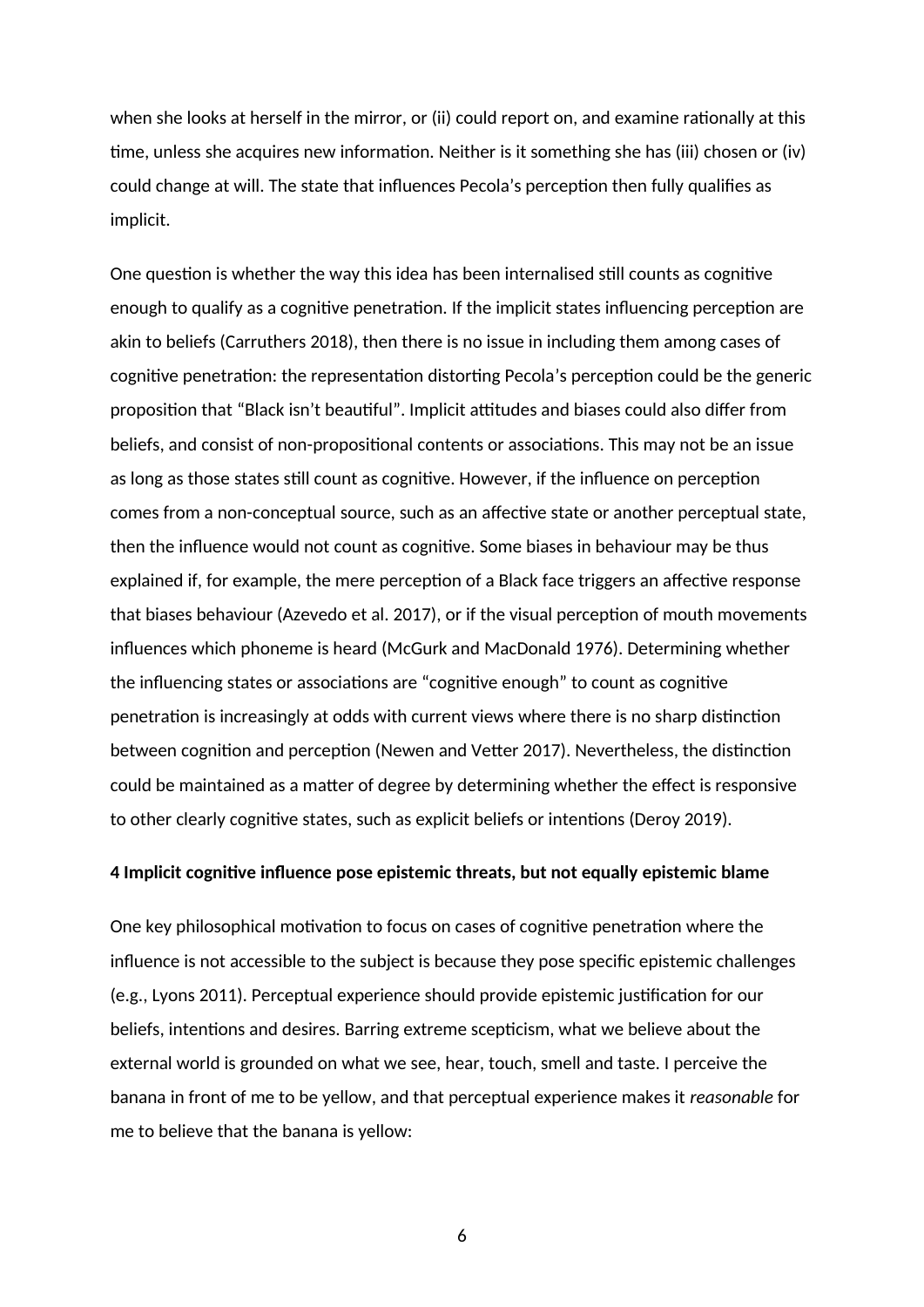when she looks at herself in the mirror, or (ii) could report on, and examine rationally at this time, unless she acquires new information. Neither is it something she has (iii) chosen or (iv) could change at will. The state that influences Pecola's perception then fully qualifies as implicit.

One question is whether the way this idea has been internalised still counts as cognitive enough to qualify as a cognitive penetration. If the implicit states influencing perception are akin to beliefs (Carruthers 2018), then there is no issue in including them among cases of cognitive penetration: the representation distorting Pecola's perception could be the generic proposition that "Black isn't beautiful". Implicit attitudes and biases could also differ from beliefs, and consist of non-propositional contents or associations. This may not be an issue as long as those states still count as cognitive. However, if the influence on perception comes from a non-conceptual source, such as an affective state or another perceptual state, then the influence would not count as cognitive. Some biases in behaviour may be thus explained if, for example, the mere perception of a Black face triggers an affective response that biases behaviour (Azevedo et al. 2017), or if the visual perception of mouth movements influences which phoneme is heard (McGurk and MacDonald 1976). Determining whether the influencing states or associations are "cognitive enough" to count as cognitive penetration is increasingly at odds with current views where there is no sharp distinction between cognition and perception (Newen and Vetter 2017). Nevertheless, the distinction could be maintained as a matter of degree by determining whether the effect is responsive to other clearly cognitive states, such as explicit beliefs or intentions (Deroy 2019).

## 4 Implicit cognitive influence pose epistemic threats, but not equally epistemic blame

One key philosophical motivation to focus on cases of cognitive penetration where the influence is not accessible to the subject is because they pose specific epistemic challenges (e.g., Lyons 2011). Perceptual experience should provide epistemic justification for our beliefs, intentions and desires. Barring extreme scepticism, what we believe about the external world is grounded on what we see, hear, touch, smell and taste. I perceive the banana in front of me to be yellow, and that perceptual experience makes it *reasonable* for me to believe that the banana is yellow: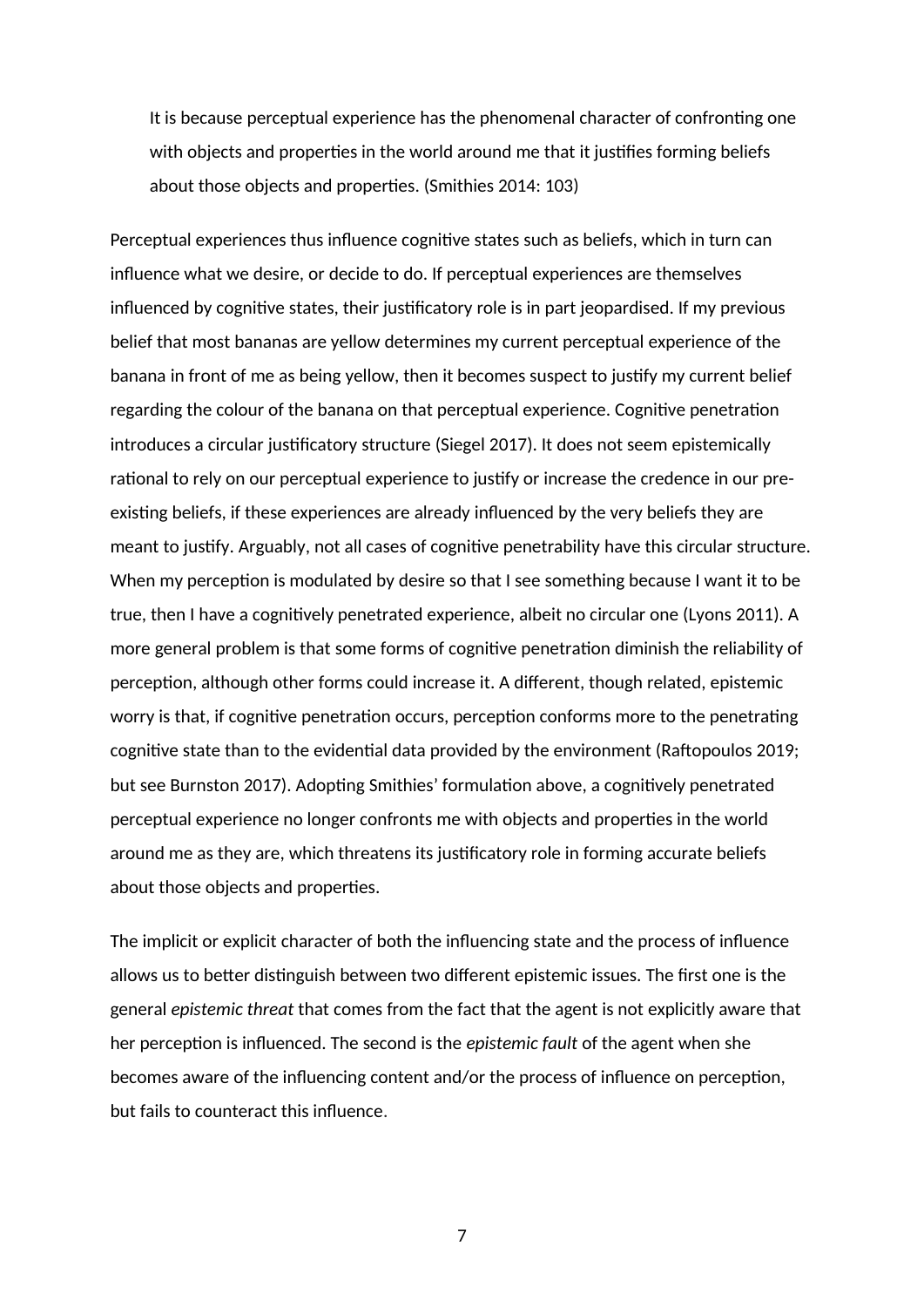> It is because perceptual experience has the phenomenal character of confronting one with objects and properties in the world around me that it justifies forming beliefs about those objects and properties. (Smithies 2014: 103)

Perceptual experiences thus influence cognitive states such as beliefs, which in turn can influence what we desire, or decide to do. If perceptual experiences are themselves influenced by cognitive states, their justificatory role is in part jeopardised. If my previous belief that most bananas are yellow determines my current perceptual experience of the banana in front of me as being yellow, then it becomes suspect to justify my current belief regarding the colour of the banana on that perceptual experience. Cognitive penetration introduces a circular justificatory structure (Siegel 2017). It does not seem epistemically rational to rely on our perceptual experience to justify or increase the credence in our pre-existing beliefs, if these experiences are already influenced by the very beliefs they are meant to justify. Arguably, not all cases of cognitive penetrability have this circular structure. When my perception is modulated by desire so that I see something because I want it to be true, then I have a cognitively penetrated experience, albeit no circular one (Lyons 2011). A more general problem is that some forms of cognitive penetration diminish the reliability of perception, although other forms could increase it. A different, though related, epistemic worry is that, if cognitive penetration occurs, perception conforms more to the penetrating cognitive state than to the evidential data provided by the environment (Raftopoulos 2019; but see Burnston 2017). Adopting Smithies' formulation above, a cognitively penetrated perceptual experience no longer confronts me with objects and properties in the world around me as they are, which threatens its justificatory role in forming accurate beliefs about those objects and properties.

The implicit or explicit character of both the influencing state and the process of influence allows us to better distinguish between two different epistemic issues. The first one is the general *epistemic threat* that comes from the fact that the agent is not explicitly aware that her perception is influenced. The second is the *epistemic fault* of the agent when she becomes aware of the influencing content and/or the process of influence on perception, but fails to counteract this influence.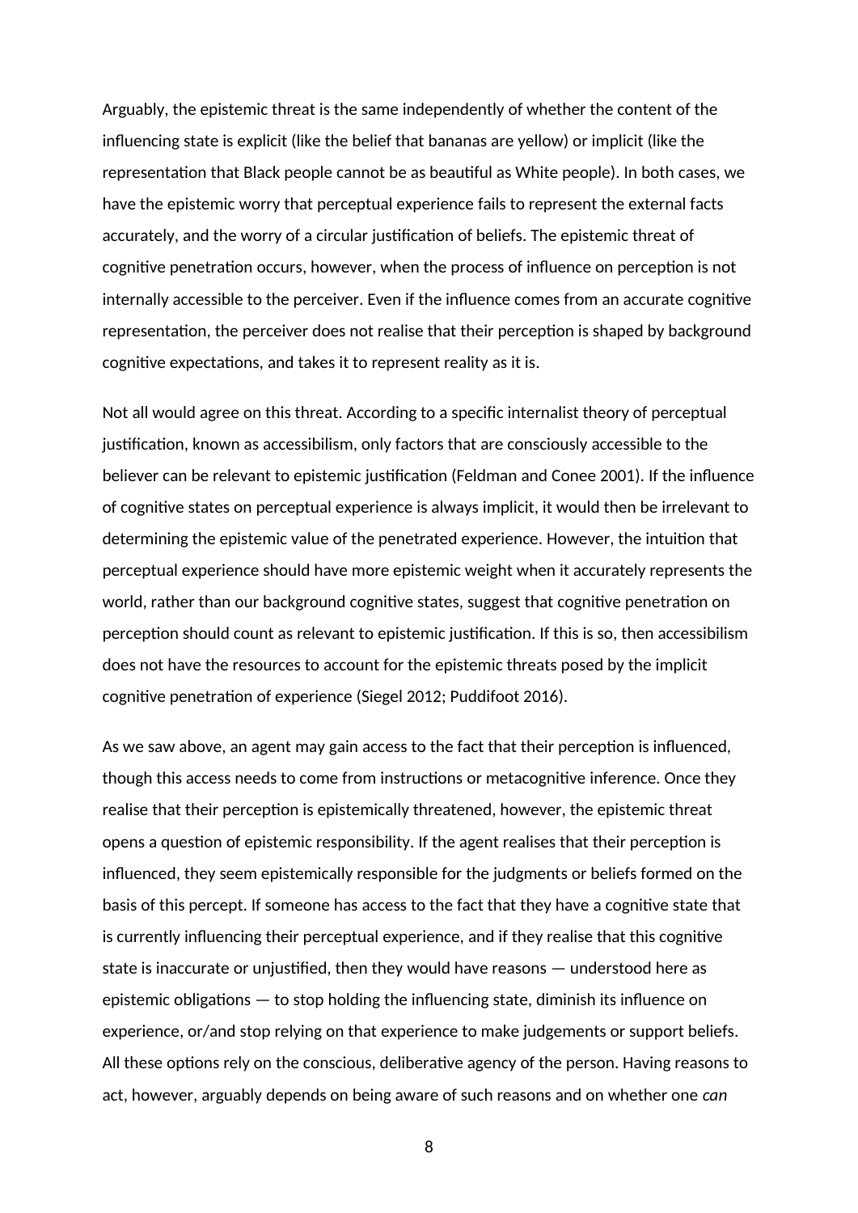Arguably, the epistemic threat is the same independently of whether the content of the influencing state is explicit (like the belief that bananas are yellow) or implicit (like the representation that Black people cannot be as beautiful as White people). In both cases, we have the epistemic worry that perceptual experience fails to represent the external facts accurately, and the worry of a circular justification of beliefs. The epistemic threat of cognitive penetration occurs, however, when the process of influence on perception is not internally accessible to the perceiver. Even if the influence comes from an accurate cognitive representation, the perceiver does not realise that their perception is shaped by background cognitive expectations, and takes it to represent reality as it is.

Not all would agree on this threat. According to a specific internalist theory of perceptual justification, known as accessibilism, only factors that are consciously accessible to the believer can be relevant to epistemic justification (Feldman and Conee 2001). If the influence of cognitive states on perceptual experience is always implicit, it would then be irrelevant to determining the epistemic value of the penetrated experience. However, the intuition that perceptual experience should have more epistemic weight when it accurately represents the world, rather than our background cognitive states, suggest that cognitive penetration on perception should count as relevant to epistemic justification. If this is so, then accessibilism does not have the resources to account for the epistemic threats posed by the implicit cognitive penetration of experience (Siegel 2012; Puddifoot 2016).

As we saw above, an agent may gain access to the fact that their perception is influenced, though this access needs to come from instructions or metacognitive inference. Once they realise that their perception is epistemically threatened, however, the epistemic threat opens a question of epistemic responsibility. If the agent realises that their perception is influenced, they seem epistemically responsible for the judgments or beliefs formed on the basis of this percept. If someone has access to the fact that they have a cognitive state that is currently influencing their perceptual experience, and if they realise that this cognitive state is inaccurate or unjustified, then they would have reasons — understood here as epistemic obligations — to stop holding the influencing state, diminish its influence on experience, or/and stop relying on that experience to make judgements or support beliefs. All these options rely on the conscious, deliberative agency of the person. Having reasons to act, however, arguably depends on being aware of such reasons and on whether one *can*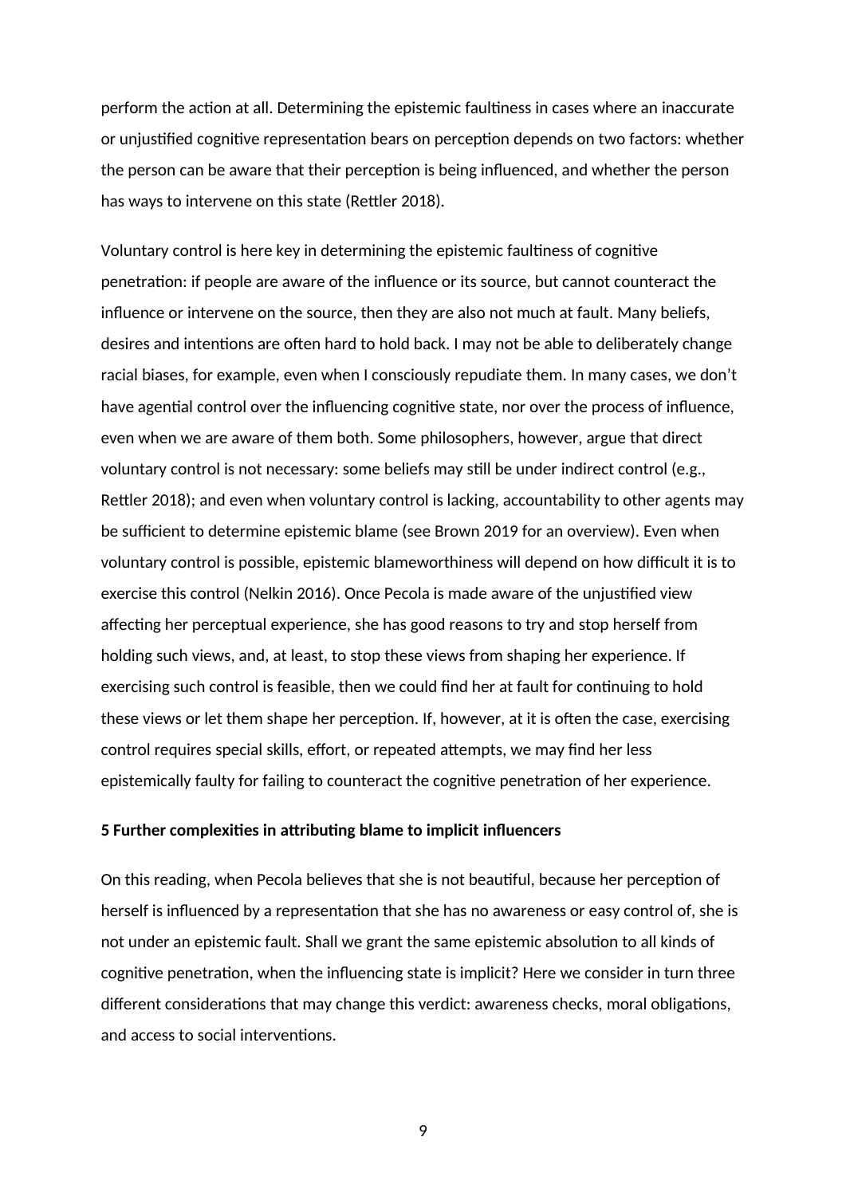perform the action at all. Determining the epistemic faultiness in cases where an inaccurate or unjustified cognitive representation bears on perception depends on two factors: whether the person can be aware that their perception is being influenced, and whether the person has ways to intervene on this state (Rettler 2018).

Voluntary control is here key in determining the epistemic faultiness of cognitive penetration: if people are aware of the influence or its source, but cannot counteract the influence or intervene on the source, then they are also not much at fault. Many beliefs, desires and intentions are often hard to hold back. I may not be able to deliberately change racial biases, for example, even when I consciously repudiate them. In many cases, we don't have agential control over the influencing cognitive state, nor over the process of influence, even when we are aware of them both. Some philosophers, however, argue that direct voluntary control is not necessary: some beliefs may still be under indirect control (e.g., Rettler 2018); and even when voluntary control is lacking, accountability to other agents may be sufficient to determine epistemic blame (see Brown 2019 for an overview). Even when voluntary control is possible, epistemic blameworthiness will depend on how difficult it is to exercise this control (Nelkin 2016). Once Pecola is made aware of the unjustified view affecting her perceptual experience, she has good reasons to try and stop herself from holding such views, and, at least, to stop these views from shaping her experience. If exercising such control is feasible, then we could find her at fault for continuing to hold these views or let them shape her perception. If, however, at it is often the case, exercising control requires special skills, effort, or repeated attempts, we may find her less epistemically faulty for failing to counteract the cognitive penetration of her experience.

## 5 Further complexities in attributing blame to implicit influencers

On this reading, when Pecola believes that she is not beautiful, because her perception of herself is influenced by a representation that she has no awareness or easy control of, she is not under an epistemic fault. Shall we grant the same epistemic absolution to all kinds of cognitive penetration, when the influencing state is implicit? Here we consider in turn three different considerations that may change this verdict: awareness checks, moral obligations, and access to social interventions.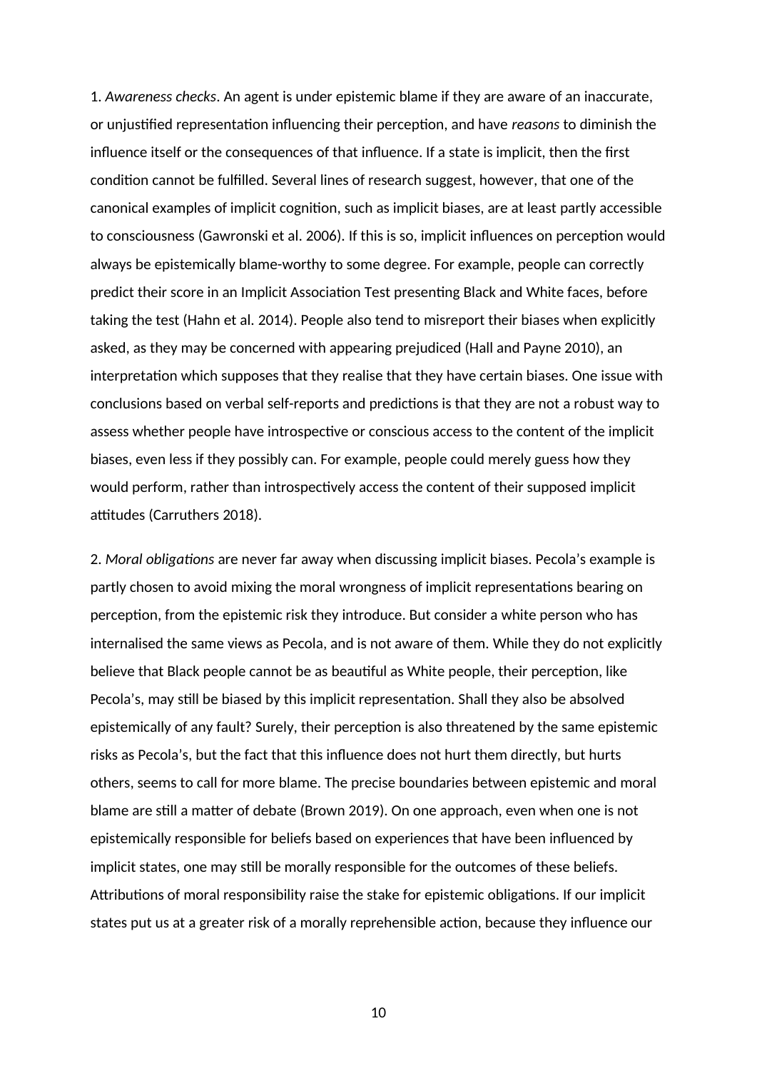1. *Awareness checks*. An agent is under epistemic blame if they are aware of an inaccurate, or unjustified representation influencing their perception, and have *reasons* to diminish the influence itself or the consequences of that influence. If a state is implicit, then the first condition cannot be fulfilled. Several lines of research suggest, however, that one of the canonical examples of implicit cognition, such as implicit biases, are at least partly accessible to consciousness (Gawronski et al. 2006). If this is so, implicit influences on perception would always be epistemically blame-worthy to some degree. For example, people can correctly predict their score in an Implicit Association Test presenting Black and White faces, before taking the test (Hahn et al. 2014). People also tend to misreport their biases when explicitly asked, as they may be concerned with appearing prejudiced (Hall and Payne 2010), an interpretation which supposes that they realise that they have certain biases. One issue with conclusions based on verbal self-reports and predictions is that they are not a robust way to assess whether people have introspective or conscious access to the content of the implicit biases, even less if they possibly can. For example, people could merely guess how they would perform, rather than introspectively access the content of their supposed implicit attitudes (Carruthers 2018).

2. *Moral obligations* are never far away when discussing implicit biases. Pecola's example is partly chosen to avoid mixing the moral wrongness of implicit representations bearing on perception, from the epistemic risk they introduce. But consider a white person who has internalised the same views as Pecola, and is not aware of them. While they do not explicitly believe that Black people cannot be as beautiful as White people, their perception, like Pecola's, may still be biased by this implicit representation. Shall they also be absolved epistemically of any fault? Surely, their perception is also threatened by the same epistemic risks as Pecola's, but the fact that this influence does not hurt them directly, but hurts others, seems to call for more blame. The precise boundaries between epistemic and moral blame are still a matter of debate (Brown 2019). On one approach, even when one is not epistemically responsible for beliefs based on experiences that have been influenced by implicit states, one may still be morally responsible for the outcomes of these beliefs. Attributions of moral responsibility raise the stake for epistemic obligations. If our implicit states put us at a greater risk of a morally reprehensible action, because they influence our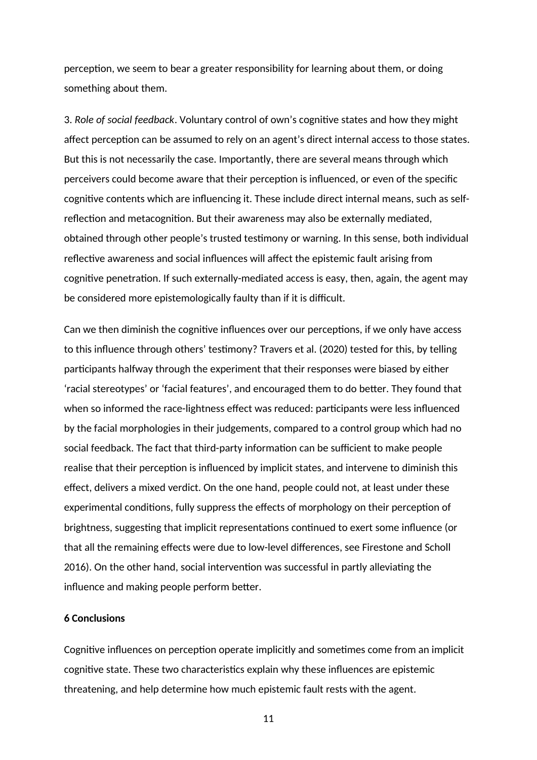perception, we seem to bear a greater responsibility for learning about them, or doing something about them.

3. *Role of social feedback*. Voluntary control of own's cognitive states and how they might affect perception can be assumed to rely on an agent's direct internal access to those states. But this is not necessarily the case. Importantly, there are several means through which perceivers could become aware that their perception is influenced, or even of the specific cognitive contents which are influencing it. These include direct internal means, such as self-reflection and metacognition. But their awareness may also be externally mediated, obtained through other people's trusted testimony or warning. In this sense, both individual reflective awareness and social influences will affect the epistemic fault arising from cognitive penetration. If such externally-mediated access is easy, then, again, the agent may be considered more epistemologically faulty than if it is difficult.

Can we then diminish the cognitive influences over our perceptions, if we only have access to this influence through others' testimony? Travers et al. (2020) tested for this, by telling participants halfway through the experiment that their responses were biased by either 'racial stereotypes' or 'facial features', and encouraged them to do better. They found that when so informed the race-lightness effect was reduced: participants were less influenced by the facial morphologies in their judgements, compared to a control group which had no social feedback. The fact that third-party information can be sufficient to make people realise that their perception is influenced by implicit states, and intervene to diminish this effect, delivers a mixed verdict. On the one hand, people could not, at least under these experimental conditions, fully suppress the effects of morphology on their perception of brightness, suggesting that implicit representations continued to exert some influence (or that all the remaining effects were due to low-level differences, see Firestone and Scholl 2016). On the other hand, social intervention was successful in partly alleviating the influence and making people perform better.

## 6 Conclusions

Cognitive influences on perception operate implicitly and sometimes come from an implicit cognitive state. These two characteristics explain why these influences are epistemic threatening, and help determine how much epistemic fault rests with the agent.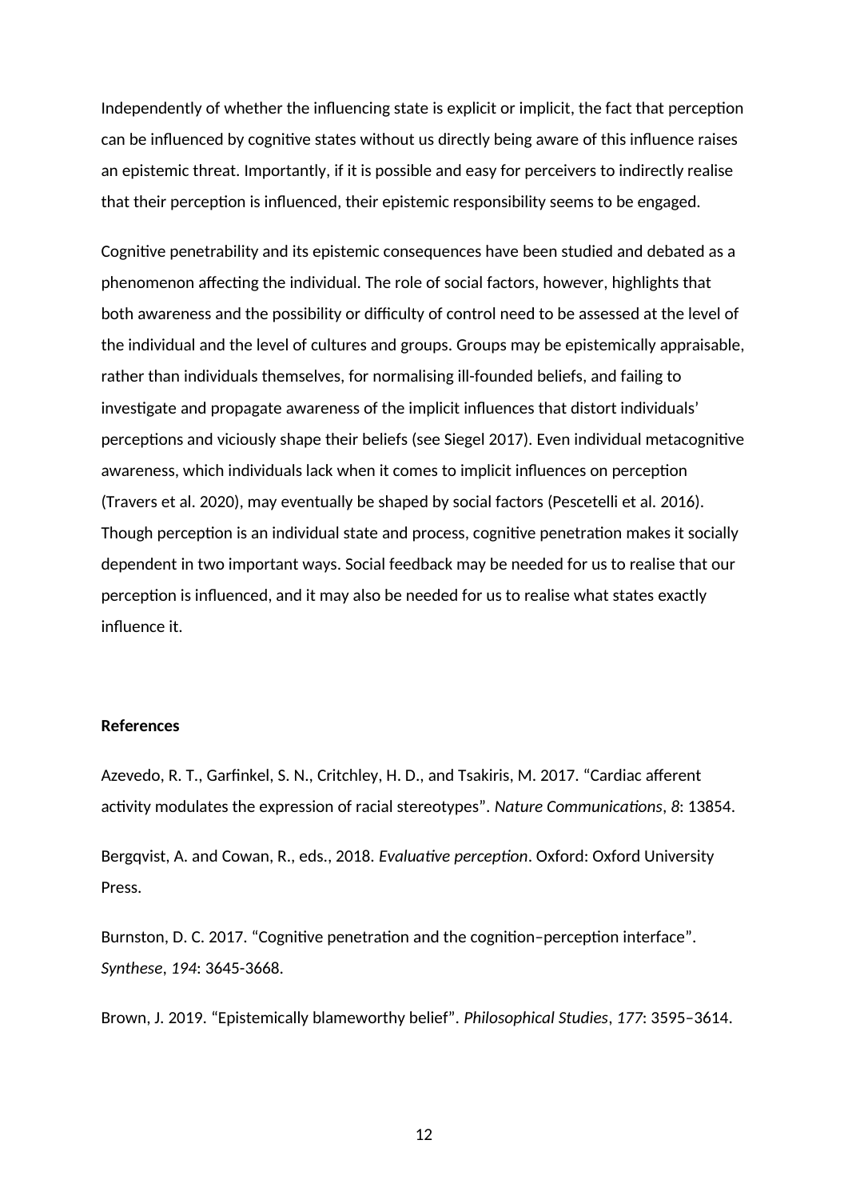Independently of whether the influencing state is explicit or implicit, the fact that perception can be influenced by cognitive states without us directly being aware of this influence raises an epistemic threat. Importantly, if it is possible and easy for perceivers to indirectly realise that their perception is influenced, their epistemic responsibility seems to be engaged.

Cognitive penetrability and its epistemic consequences have been studied and debated as a phenomenon affecting the individual. The role of social factors, however, highlights that both awareness and the possibility or difficulty of control need to be assessed at the level of the individual and the level of cultures and groups. Groups may be epistemically appraisable, rather than individuals themselves, for normalising ill-founded beliefs, and failing to investigate and propagate awareness of the implicit influences that distort individuals' perceptions and viciously shape their beliefs (see Siegel 2017). Even individual metacognitive awareness, which individuals lack when it comes to implicit influences on perception (Travers et al. 2020), may eventually be shaped by social factors (Pescetelli et al. 2016). Though perception is an individual state and process, cognitive penetration makes it socially dependent in two important ways. Social feedback may be needed for us to realise that our perception is influenced, and it may also be needed for us to realise what states exactly influence it.

**References**

Azevedo, R. T., Garfinkel, S. N., Critchley, H. D., and Tsakiris, M. 2017. "Cardiac afferent activity modulates the expression of racial stereotypes". *Nature Communications*, *8*: 13854.

Bergqvist, A. and Cowan, R., eds., 2018. *Evaluative perception*. Oxford: Oxford University Press.

Burnston, D. C. 2017. "Cognitive penetration and the cognition–perception interface". *Synthese*, *194*: 3645-3668.

Brown, J. 2019. "Epistemically blameworthy belief". *Philosophical Studies*, *177*: 3595–3614.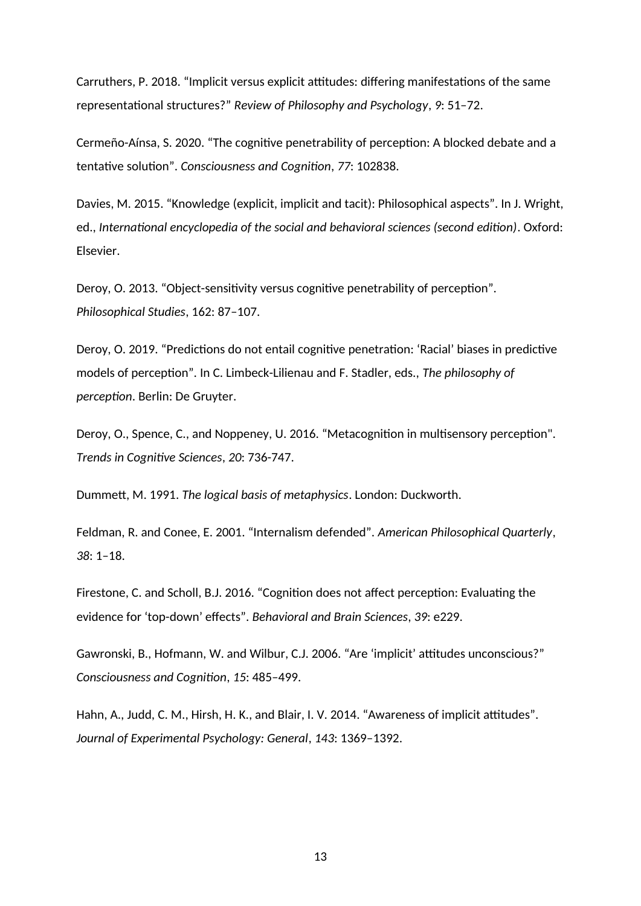Carruthers, P. 2018. "Implicit versus explicit attitudes: differing manifestations of the same representational structures?" *Review of Philosophy and Psychology*, *9*: 51–72.

Cermeño-Aínsa, S. 2020. "The cognitive penetrability of perception: A blocked debate and a tentative solution". *Consciousness and Cognition*, *77*: 102838.

Davies, M. 2015. "Knowledge (explicit, implicit and tacit): Philosophical aspects". In J. Wright, ed., *International encyclopedia of the social and behavioral sciences (second edition)*. Oxford: Elsevier.

Deroy, O. 2013. "Object-sensitivity versus cognitive penetrability of perception". *Philosophical Studies*, 162: 87–107.

Deroy, O. 2019. "Predictions do not entail cognitive penetration: 'Racial' biases in predictive models of perception". In C. Limbeck-Lilienau and F. Stadler, eds., *The philosophy of perception*. Berlin: De Gruyter.

Deroy, O., Spence, C., and Noppeney, U. 2016. "Metacognition in multisensory perception". *Trends in Cognitive Sciences*, *20*: 736-747.

Dummett, M. 1991. *The logical basis of metaphysics*. London: Duckworth.

Feldman, R. and Conee, E. 2001. "Internalism defended". *American Philosophical Quarterly*, *38*: 1–18.

Firestone, C. and Scholl, B.J. 2016. "Cognition does not affect perception: Evaluating the evidence for 'top-down' effects". *Behavioral and Brain Sciences*, *39*: e229.

Gawronski, B., Hofmann, W. and Wilbur, C.J. 2006. "Are 'implicit' attitudes unconscious?" *Consciousness and Cognition*, *15*: 485–499.

Hahn, A., Judd, C. M., Hirsh, H. K., and Blair, I. V. 2014. "Awareness of implicit attitudes". *Journal of Experimental Psychology: General*, *143*: 1369–1392.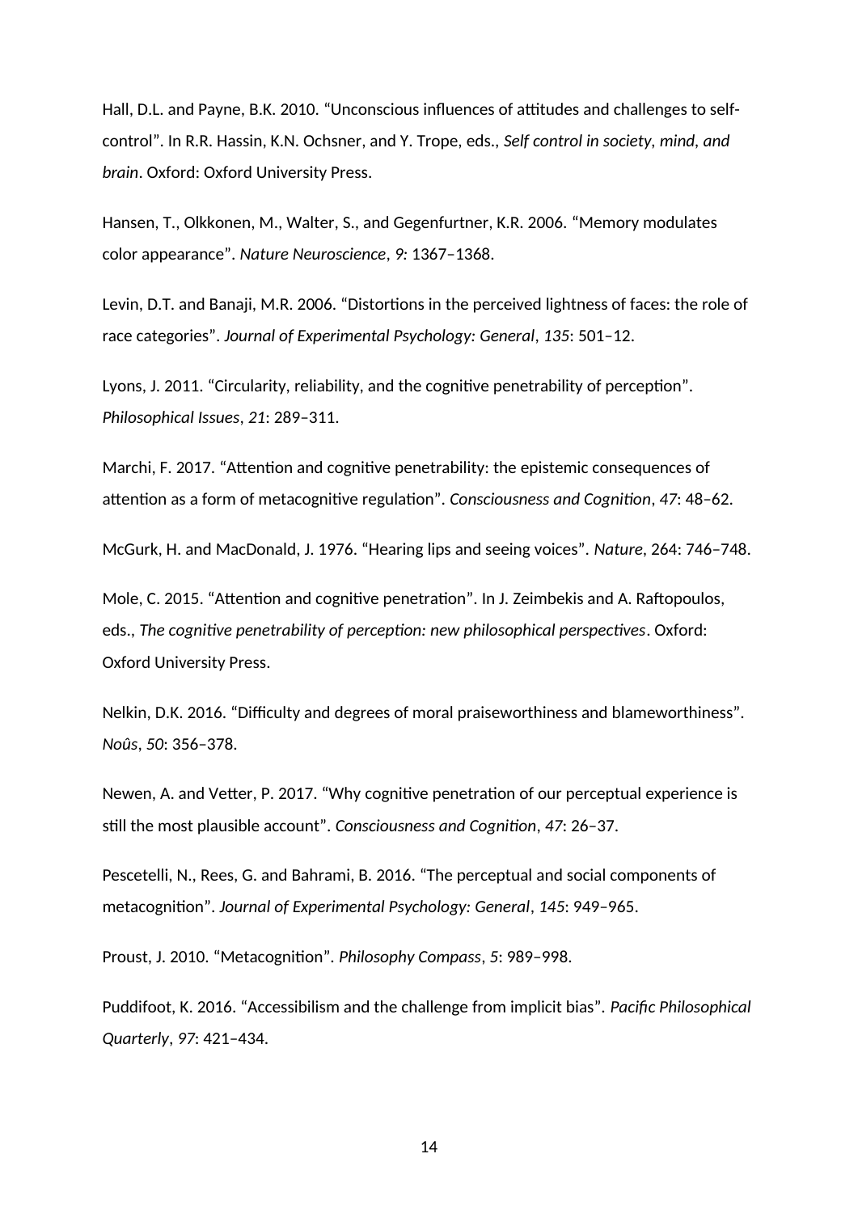Hall, D.L. and Payne, B.K. 2010. “Unconscious influences of attitudes and challenges to self-control”. In R.R. Hassin, K.N. Ochsner, and Y. Trope, eds., *Self control in society, mind, and brain*. Oxford: Oxford University Press.

Hansen, T., Olkkonen, M., Walter, S., and Gegenfurtner, K.R. 2006. “Memory modulates color appearance”. *Nature Neuroscience*, *9*: 1367–1368.

Levin, D.T. and Banaji, M.R. 2006. “Distortions in the perceived lightness of faces: the role of race categories”. *Journal of Experimental Psychology: General*, *135*: 501–12.

Lyons, J. 2011. “Circularity, reliability, and the cognitive penetrability of perception”. *Philosophical Issues*, *21*: 289–311.

Marchi, F. 2017. “Attention and cognitive penetrability: the epistemic consequences of attention as a form of metacognitive regulation”. *Consciousness and Cognition*, *47*: 48–62.

McGurk, H. and MacDonald, J. 1976. “Hearing lips and seeing voices”. *Nature*, 264: 746–748.

Mole, C. 2015. “Attention and cognitive penetration”. In J. Zeimbekis and A. Raftopoulos, eds., *The cognitive penetrability of perception: new philosophical perspectives*. Oxford: Oxford University Press.

Nelkin, D.K. 2016. “Difficulty and degrees of moral praiseworthiness and blameworthiness”. *Noûs*, *50*: 356–378.

Newen, A. and Vetter, P. 2017. “Why cognitive penetration of our perceptual experience is still the most plausible account”. *Consciousness and Cognition*, *47*: 26–37.

Pescetelli, N., Rees, G. and Bahrami, B. 2016. “The perceptual and social components of metacognition”. *Journal of Experimental Psychology: General*, *145*: 949–965.

Proust, J. 2010. “Metacognition”. *Philosophy Compass*, *5*: 989–998.

Puddifoot, K. 2016. “Accessibilism and the challenge from implicit bias”. *Pacific Philosophical Quarterly*, *97*: 421–434.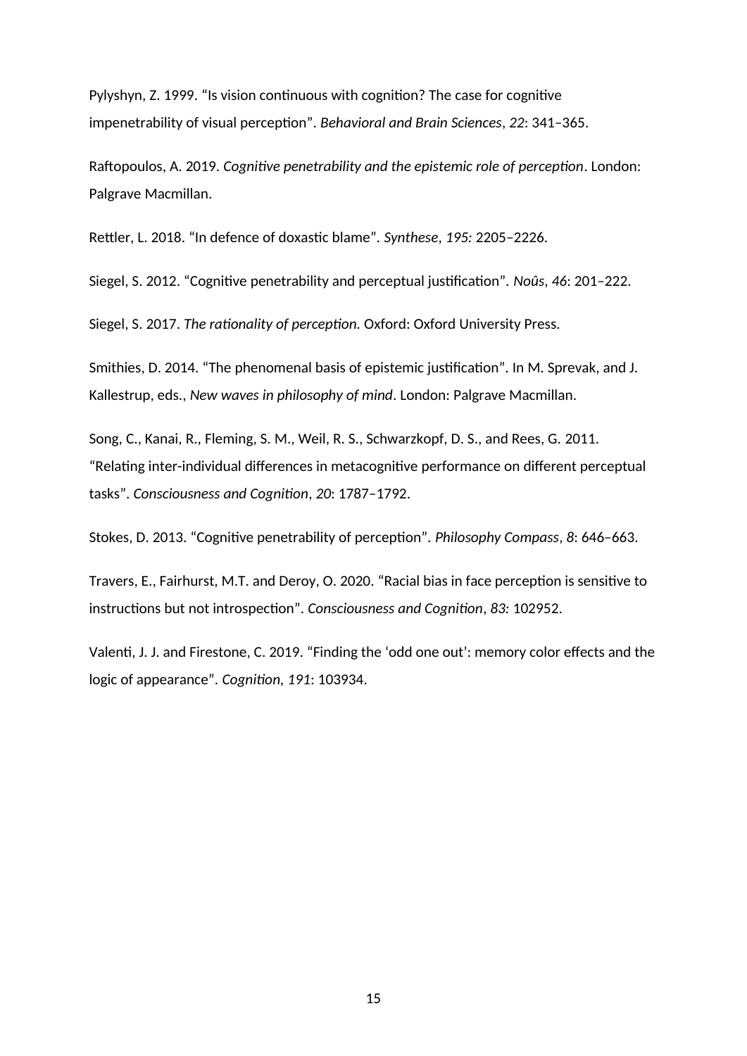Pylyshyn, Z. 1999. “Is vision continuous with cognition? The case for cognitive impenetrability of visual perception”. *Behavioral and Brain Sciences*, *22*: 341–365.

Raftopoulos, A. 2019. *Cognitive penetrability and the epistemic role of perception*. London: Palgrave Macmillan.

Rettler, L. 2018. “In defence of doxastic blame”. *Synthese*, *195:* 2205–2226.

Siegel, S. 2012. “Cognitive penetrability and perceptual justification”. *Noûs*, *46*: 201–222.

Siegel, S. 2017. *The rationality of perception.* Oxford: Oxford University Press.

Smithies, D. 2014. “The phenomenal basis of epistemic justification”. In M. Sprevak, and J. Kallestrup, eds., *New waves in philosophy of mind*. London: Palgrave Macmillan.

Song, C., Kanai, R., Fleming, S. M., Weil, R. S., Schwarzkopf, D. S., and Rees, G. 2011. “Relating inter-individual differences in metacognitive performance on different perceptual tasks”. *Consciousness and Cognition*, *20*: 1787–1792.

Stokes, D. 2013. “Cognitive penetrability of perception”. *Philosophy Compass*, *8*: 646–663.

Travers, E., Fairhurst, M.T. and Deroy, O. 2020. “Racial bias in face perception is sensitive to instructions but not introspection”. *Consciousness and Cognition*, *83:* 102952.

Valenti, J. J. and Firestone, C. 2019. “Finding the ‘odd one out’: memory color effects and the logic of appearance”. *Cognition*, *191*: 103934.